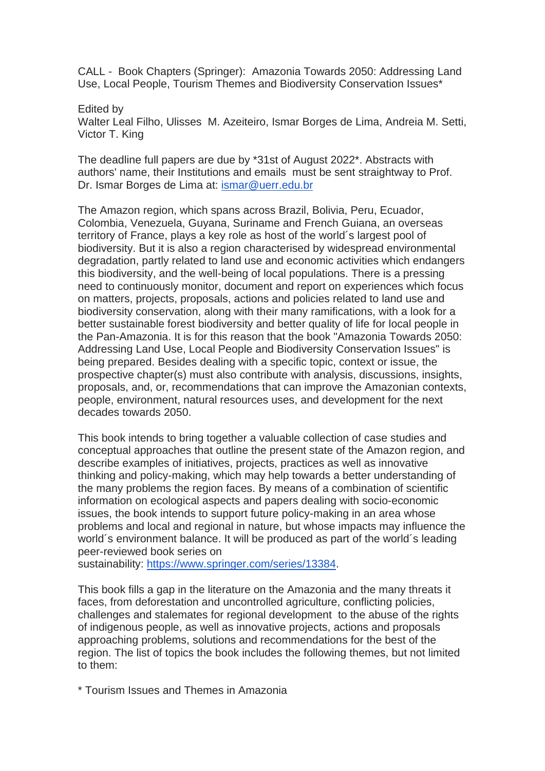CALL - Book Chapters (Springer): Amazonia Towards 2050: Addressing Land Use, Local People, Tourism Themes and Biodiversity Conservation Issues*

Edited by
Walter Leal Filho, Ulisses M. Azeiteiro, Ismar Borges de Lima, Andreia M. Setti, Victor T. King

The deadline full papers are due by *31st of August 2022*. Abstracts with authors' name, their Institutions and emails must be sent straightway to Prof. Dr. Ismar Borges de Lima at: [ismar@uerr.edu.br](mailto:ismar@uerr.edu.br)

The Amazon region, which spans across Brazil, Bolivia, Peru, Ecuador, Colombia, Venezuela, Guyana, Suriname and French Guiana, an overseas territory of France, plays a key role as host of the world´s largest pool of biodiversity. But it is also a region characterised by widespread environmental degradation, partly related to land use and economic activities which endangers this biodiversity, and the well-being of local populations. There is a pressing need to continuously monitor, document and report on experiences which focus on matters, projects, proposals, actions and policies related to land use and biodiversity conservation, along with their many ramifications, with a look for a better sustainable forest biodiversity and better quality of life for local people in the Pan-Amazonia. It is for this reason that the book "Amazonia Towards 2050: Addressing Land Use, Local People and Biodiversity Conservation Issues" is being prepared. Besides dealing with a specific topic, context or issue, the prospective chapter(s) must also contribute with analysis, discussions, insights, proposals, and, or, recommendations that can improve the Amazonian contexts, people, environment, natural resources uses, and development for the next decades towards 2050.

This book intends to bring together a valuable collection of case studies and conceptual approaches that outline the present state of the Amazon region, and describe examples of initiatives, projects, practices as well as innovative thinking and policy-making, which may help towards a better understanding of the many problems the region faces. By means of a combination of scientific information on ecological aspects and papers dealing with socio-economic issues, the book intends to support future policy-making in an area whose problems and local and regional in nature, but whose impacts may influence the world´s environment balance. It will be produced as part of the world´s leading peer-reviewed book series on sustainability: [https://www.springer.com/series/13384](https://www.springer.com/series/13384).

This book fills a gap in the literature on the Amazonia and the many threats it faces, from deforestation and uncontrolled agriculture, conflicting policies, challenges and stalemates for regional development to the abuse of the rights of indigenous people, as well as innovative projects, actions and proposals approaching problems, solutions and recommendations for the best of the region. The list of topics the book includes the following themes, but not limited to them:

* Tourism Issues and Themes in Amazonia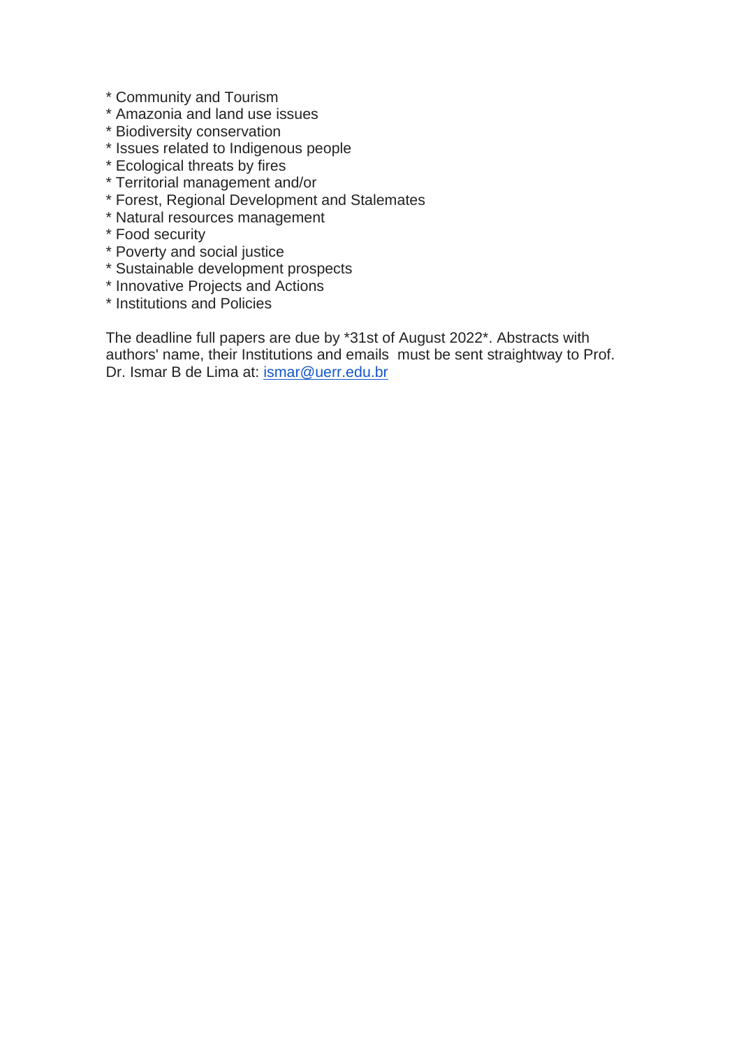* Community and Tourism
* Amazonia and land use issues
* Biodiversity conservation
* Issues related to Indigenous people
* Ecological threats by fires
* Territorial management and/or
* Forest, Regional Development and Stalemates
* Natural resources management
* Food security
* Poverty and social justice
* Sustainable development prospects
* Innovative Projects and Actions
* Institutions and Policies

The deadline full papers are due by *31st of August 2022*. Abstracts with authors' name, their Institutions and emails must be sent straightway to Prof. Dr. Ismar B de Lima at: [ismar@uerr.edu.br](mailto:ismar@uerr.edu.br)